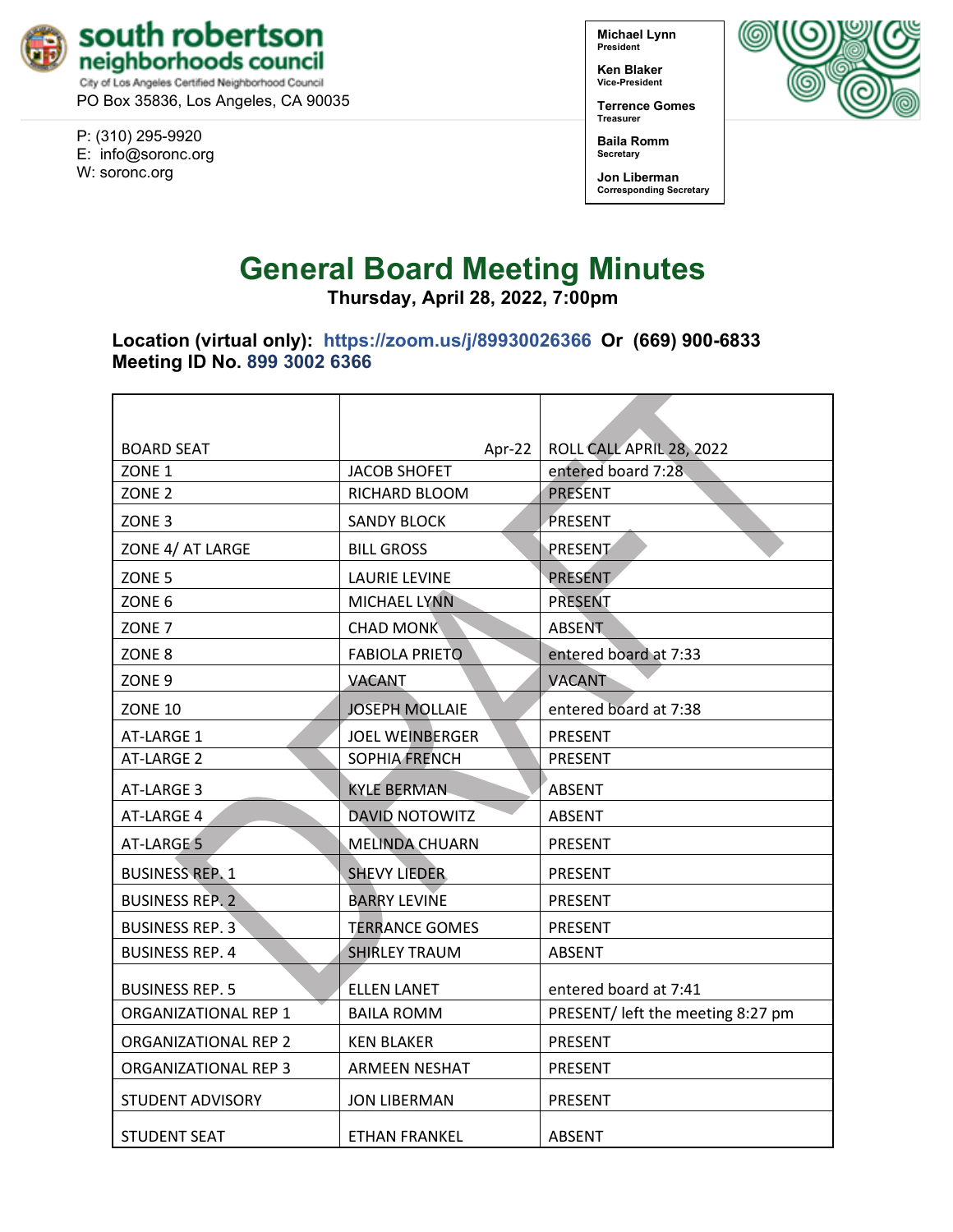**south robertson neighborhoods council**
City of Los Angeles Certified Neighborhood Council
PO Box 35836, Los Angeles, CA 90035

P: (310) 295-9920
E: info@soronc.org
W: soronc.org

**Michael Lynn**
President

**Ken Blaker**
Vice-President

**Terrence Gomes**
Treasurer

**Baila Romm**
Secretary

**Jon Liberman**
Corresponding Secretary

# General Board Meeting Minutes

**Thursday, April 28, 2022, 7:00pm**

**Location (virtual only): https://zoom.us/j/89930026366 Or (669) 900-6833**
**Meeting ID No. 899 3002 6366**

DRAFT

| BOARD SEAT | Apr-22 | ROLL CALL APRIL 28, 2022 |
|---|---|---|
| ZONE 1 | JACOB SHOFET | entered board 7:28 |
| ZONE 2 | RICHARD BLOOM | PRESENT |
| ZONE 3 | SANDY BLOCK | PRESENT |
| ZONE 4/ AT LARGE | BILL GROSS | PRESENT |
| ZONE 5 | LAURIE LEVINE | PRESENT |
| ZONE 6 | MICHAEL LYNN | PRESENT |
| ZONE 7 | CHAD MONK | ABSENT |
| ZONE 8 | FABIOLA PRIETO | entered board at 7:33 |
| ZONE 9 | VACANT | VACANT |
| ZONE 10 | JOSEPH MOLLAIE | entered board at 7:38 |
| AT-LARGE 1 | JOEL WEINBERGER | PRESENT |
| AT-LARGE 2 | SOPHIA FRENCH | PRESENT |
| AT-LARGE 3 | KYLE BERMAN | ABSENT |
| AT-LARGE 4 | DAVID NOTOWITZ | ABSENT |
| AT-LARGE 5 | MELINDA CHUARN | PRESENT |
| BUSINESS REP. 1 | SHEVY LIEDER | PRESENT |
| BUSINESS REP. 2 | BARRY LEVINE | PRESENT |
| BUSINESS REP. 3 | TERRANCE GOMES | PRESENT |
| BUSINESS REP. 4 | SHIRLEY TRAUM | ABSENT |
| BUSINESS REP. 5 | ELLEN LANET | entered board at 7:41 |
| ORGANIZATIONAL REP 1 | BAILA ROMM | PRESENT/ left the meeting 8:27 pm |
| ORGANIZATIONAL REP 2 | KEN BLAKER | PRESENT |
| ORGANIZATIONAL REP 3 | ARMEEN NESHAT | PRESENT |
| STUDENT ADVISORY | JON LIBERMAN | PRESENT |
| STUDENT SEAT | ETHAN FRANKEL | ABSENT |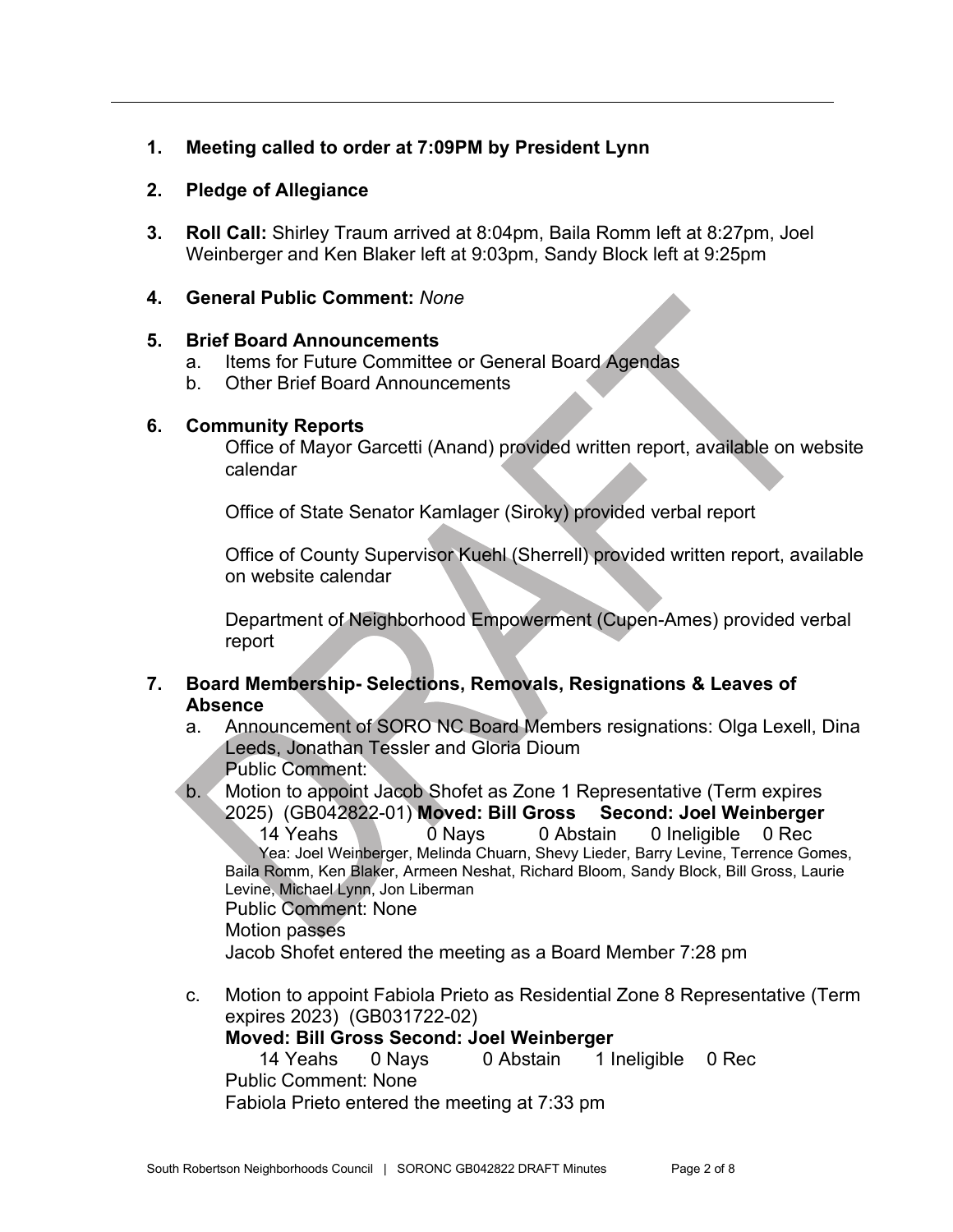1. **Meeting called to order at 7:09PM by President Lynn**

2. **Pledge of Allegiance**

3. **Roll Call:** Shirley Traum arrived at 8:04pm, Baila Romm left at 8:27pm, Joel Weinberger and Ken Blaker left at 9:03pm, Sandy Block left at 9:25pm

4. **General Public Comment:** *None*

5. **Brief Board Announcements**
   a. Items for Future Committee or General Board Agendas
   b. Other Brief Board Announcements

6. **Community Reports**

   Office of Mayor Garcetti (Anand) provided written report, available on website calendar

   Office of State Senator Kamlager (Siroky) provided verbal report

   Office of County Supervisor Kuehl (Sherrell) provided written report, available on website calendar

   Department of Neighborhood Empowerment (Cupen-Ames) provided verbal report

7. **Board Membership- Selections, Removals, Resignations & Leaves of Absence**
   a. Announcement of SORO NC Board Members resignations: Olga Lexell, Dina Leeds, Jonathan Tessler and Gloria Dioum
      Public Comment:
   b. Motion to appoint Jacob Shofet as Zone 1 Representative (Term expires 2025) (GB042822-01) **Moved: Bill Gross Second: Joel Weinberger**
      14 Yeahs 0 Nays 0 Abstain 0 Ineligible 0 Rec
      Yea: Joel Weinberger, Melinda Chuarn, Shevy Lieder, Barry Levine, Terrence Gomes, Baila Romm, Ken Blaker, Armeen Neshat, Richard Bloom, Sandy Block, Bill Gross, Laurie Levine, Michael Lynn, Jon Liberman
      Public Comment: None
      Motion passes
      Jacob Shofet entered the meeting as a Board Member 7:28 pm

   c. Motion to appoint Fabiola Prieto as Residential Zone 8 Representative (Term expires 2023) (GB031722-02)
      **Moved: Bill Gross Second: Joel Weinberger**
      14 Yeahs 0 Nays 0 Abstain 1 Ineligible 0 Rec
      Public Comment: None
      Fabiola Prieto entered the meeting at 7:33 pm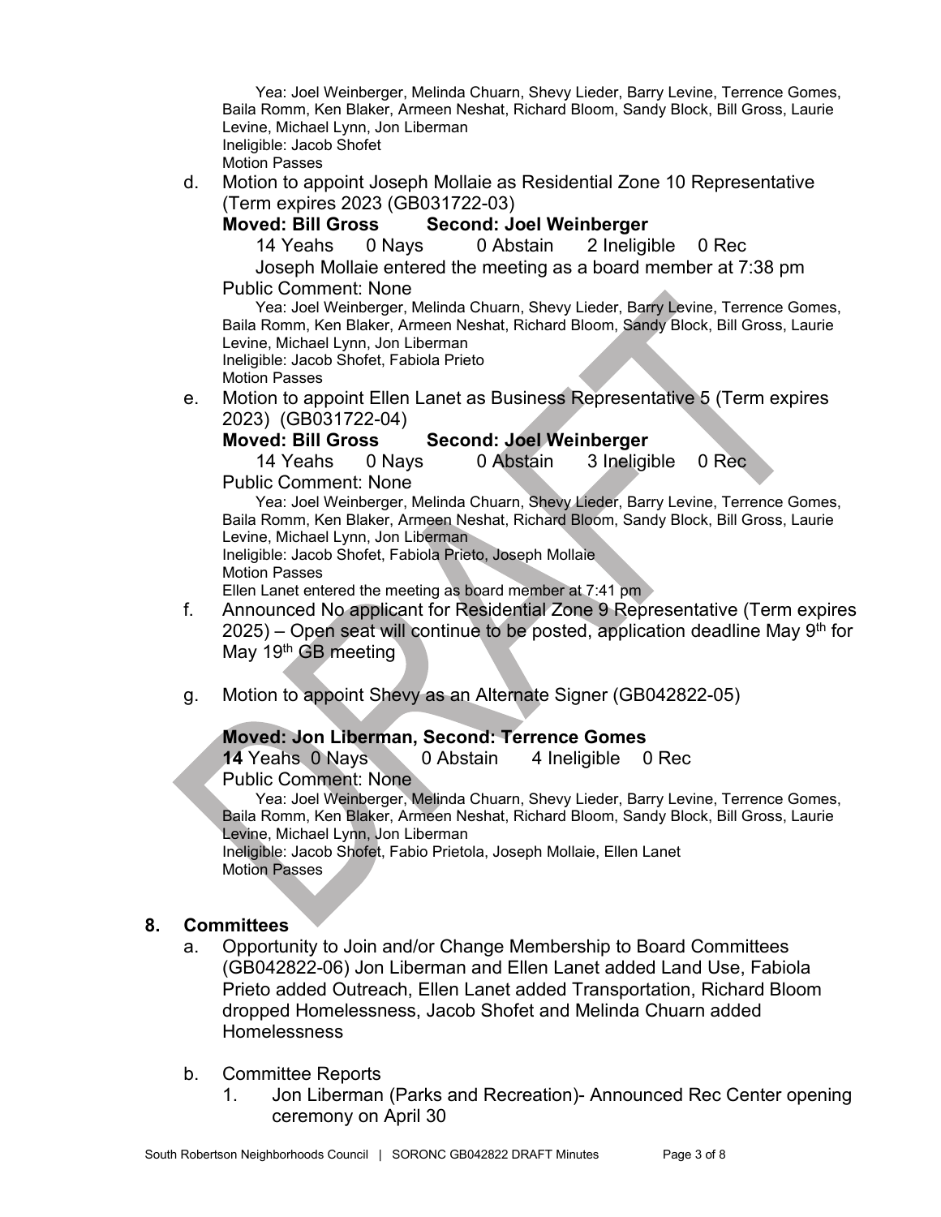Yea: Joel Weinberger, Melinda Chuarn, Shevy Lieder, Barry Levine, Terrence Gomes, Baila Romm, Ken Blaker, Armeen Neshat, Richard Bloom, Sandy Block, Bill Gross, Laurie Levine, Michael Lynn, Jon Liberman
Ineligible: Jacob Shofet
Motion Passes

d. Motion to appoint Joseph Mollaie as Residential Zone 10 Representative (Term expires 2023 (GB031722-03)

**Moved: Bill Gross Second: Joel Weinberger**

14 Yeahs 0 Nays 0 Abstain 2 Ineligible 0 Rec

Joseph Mollaie entered the meeting as a board member at 7:38 pm

Public Comment: None

Yea: Joel Weinberger, Melinda Chuarn, Shevy Lieder, Barry Levine, Terrence Gomes, Baila Romm, Ken Blaker, Armeen Neshat, Richard Bloom, Sandy Block, Bill Gross, Laurie Levine, Michael Lynn, Jon Liberman
Ineligible: Jacob Shofet, Fabiola Prieto
Motion Passes

e. Motion to appoint Ellen Lanet as Business Representative 5 (Term expires 2023) (GB031722-04)

**Moved: Bill Gross Second: Joel Weinberger**

14 Yeahs 0 Nays 0 Abstain 3 Ineligible 0 Rec

Public Comment: None

Yea: Joel Weinberger, Melinda Chuarn, Shevy Lieder, Barry Levine, Terrence Gomes, Baila Romm, Ken Blaker, Armeen Neshat, Richard Bloom, Sandy Block, Bill Gross, Laurie Levine, Michael Lynn, Jon Liberman
Ineligible: Jacob Shofet, Fabiola Prieto, Joseph Mollaie
Motion Passes
Ellen Lanet entered the meeting as board member at 7:41 pm

f. Announced No applicant for Residential Zone 9 Representative (Term expires 2025) – Open seat will continue to be posted, application deadline May 9th for May 19th GB meeting

g. Motion to appoint Shevy as an Alternate Signer (GB042822-05)

**Moved: Jon Liberman, Second: Terrence Gomes**

**14** Yeahs 0 Nays 0 Abstain 4 Ineligible 0 Rec

Public Comment: None

Yea: Joel Weinberger, Melinda Chuarn, Shevy Lieder, Barry Levine, Terrence Gomes, Baila Romm, Ken Blaker, Armeen Neshat, Richard Bloom, Sandy Block, Bill Gross, Laurie Levine, Michael Lynn, Jon Liberman
Ineligible: Jacob Shofet, Fabio Prietola, Joseph Mollaie, Ellen Lanet
Motion Passes

## 8. Committees

a. Opportunity to Join and/or Change Membership to Board Committees (GB042822-06) Jon Liberman and Ellen Lanet added Land Use, Fabiola Prieto added Outreach, Ellen Lanet added Transportation, Richard Bloom dropped Homelessness, Jacob Shofet and Melinda Chuarn added Homelessness

b. Committee Reports

1. Jon Liberman (Parks and Recreation)- Announced Rec Center opening ceremony on April 30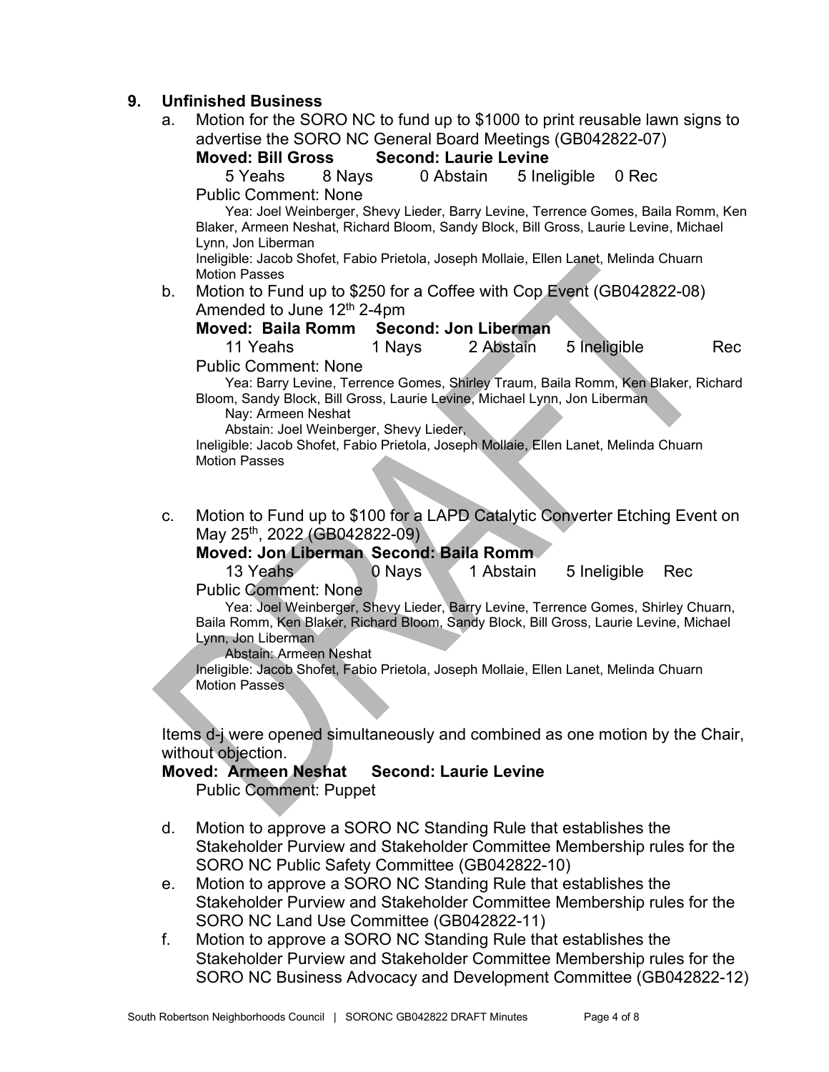## 9. Unfinished Business

a. Motion for the SORO NC to fund up to $1000 to print reusable lawn signs to advertise the SORO NC General Board Meetings (GB042822-07)

**Moved: Bill Gross  Second: Laurie Levine**

5 Yeahs  8 Nays  0 Abstain  5 Ineligible  0 Rec

Public Comment: None

Yea: Joel Weinberger, Shevy Lieder, Barry Levine, Terrence Gomes, Baila Romm, Ken Blaker, Armeen Neshat, Richard Bloom, Sandy Block, Bill Gross, Laurie Levine, Michael Lynn, Jon Liberman

Ineligible: Jacob Shofet, Fabio Prietola, Joseph Mollaie, Ellen Lanet, Melinda Chuarn

Motion Passes

b. Motion to Fund up to $250 for a Coffee with Cop Event (GB042822-08) Amended to June 12th 2-4pm

**Moved: Baila Romm  Second: Jon Liberman**

11 Yeahs  1 Nays  2 Abstain  5 Ineligible  Rec

Public Comment: None

Yea: Barry Levine, Terrence Gomes, Shirley Traum, Baila Romm, Ken Blaker, Richard Bloom, Sandy Block, Bill Gross, Laurie Levine, Michael Lynn, Jon Liberman

Nay: Armeen Neshat

Abstain: Joel Weinberger, Shevy Lieder,

Ineligible: Jacob Shofet, Fabio Prietola, Joseph Mollaie, Ellen Lanet, Melinda Chuarn

Motion Passes

c. Motion to Fund up to $100 for a LAPD Catalytic Converter Etching Event on May 25th, 2022 (GB042822-09)

**Moved: Jon Liberman  Second: Baila Romm**

13 Yeahs  0 Nays  1 Abstain  5 Ineligible  Rec

Public Comment: None

Yea: Joel Weinberger, Shevy Lieder, Barry Levine, Terrence Gomes, Shirley Chuarn, Baila Romm, Ken Blaker, Richard Bloom, Sandy Block, Bill Gross, Laurie Levine, Michael Lynn, Jon Liberman

Abstain: Armeen Neshat

Ineligible: Jacob Shofet, Fabio Prietola, Joseph Mollaie, Ellen Lanet, Melinda Chuarn

Motion Passes

Items d-j were opened simultaneously and combined as one motion by the Chair, without objection.

**Moved: Armeen Neshat  Second: Laurie Levine**

Public Comment: Puppet

d. Motion to approve a SORO NC Standing Rule that establishes the Stakeholder Purview and Stakeholder Committee Membership rules for the SORO NC Public Safety Committee (GB042822-10)

e. Motion to approve a SORO NC Standing Rule that establishes the Stakeholder Purview and Stakeholder Committee Membership rules for the SORO NC Land Use Committee (GB042822-11)

f. Motion to approve a SORO NC Standing Rule that establishes the Stakeholder Purview and Stakeholder Committee Membership rules for the SORO NC Business Advocacy and Development Committee (GB042822-12)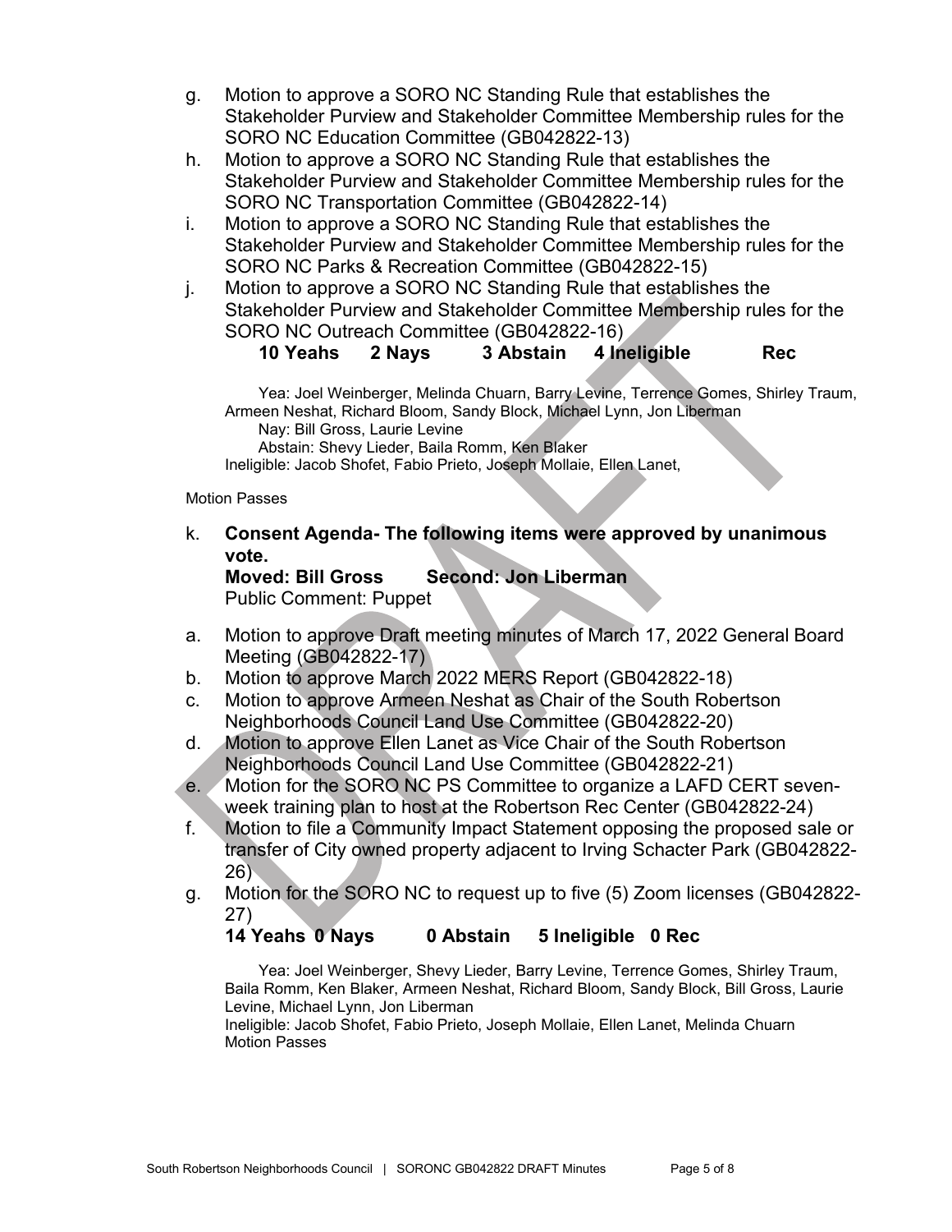g. Motion to approve a SORO NC Standing Rule that establishes the Stakeholder Purview and Stakeholder Committee Membership rules for the SORO NC Education Committee (GB042822-13)

h. Motion to approve a SORO NC Standing Rule that establishes the Stakeholder Purview and Stakeholder Committee Membership rules for the SORO NC Transportation Committee (GB042822-14)

i. Motion to approve a SORO NC Standing Rule that establishes the Stakeholder Purview and Stakeholder Committee Membership rules for the SORO NC Parks & Recreation Committee (GB042822-15)

j. Motion to approve a SORO NC Standing Rule that establishes the Stakeholder Purview and Stakeholder Committee Membership rules for the SORO NC Outreach Committee (GB042822-16)

**10 Yeahs 2 Nays 3 Abstain 4 Ineligible Rec**

Yea: Joel Weinberger, Melinda Chuarn, Barry Levine, Terrence Gomes, Shirley Traum, Armeen Neshat, Richard Bloom, Sandy Block, Michael Lynn, Jon Liberman
Nay: Bill Gross, Laurie Levine
Abstain: Shevy Lieder, Baila Romm, Ken Blaker
Ineligible: Jacob Shofet, Fabio Prieto, Joseph Mollaie, Ellen Lanet,

Motion Passes

k. **Consent Agenda- The following items were approved by unanimous vote.**
**Moved: Bill Gross Second: Jon Liberman**
Public Comment: Puppet

a. Motion to approve Draft meeting minutes of March 17, 2022 General Board Meeting (GB042822-17)
b. Motion to approve March 2022 MERS Report (GB042822-18)
c. Motion to approve Armeen Neshat as Chair of the South Robertson Neighborhoods Council Land Use Committee (GB042822-20)
d. Motion to approve Ellen Lanet as Vice Chair of the South Robertson Neighborhoods Council Land Use Committee (GB042822-21)
e. Motion for the SORO NC PS Committee to organize a LAFD CERT seven-week training plan to host at the Robertson Rec Center (GB042822-24)
f. Motion to file a Community Impact Statement opposing the proposed sale or transfer of City owned property adjacent to Irving Schacter Park (GB042822-26)
g. Motion for the SORO NC to request up to five (5) Zoom licenses (GB042822-27)

**14 Yeahs 0 Nays 0 Abstain 5 Ineligible 0 Rec**

Yea: Joel Weinberger, Shevy Lieder, Barry Levine, Terrence Gomes, Shirley Traum, Baila Romm, Ken Blaker, Armeen Neshat, Richard Bloom, Sandy Block, Bill Gross, Laurie Levine, Michael Lynn, Jon Liberman
Ineligible: Jacob Shofet, Fabio Prieto, Joseph Mollaie, Ellen Lanet, Melinda Chuarn
Motion Passes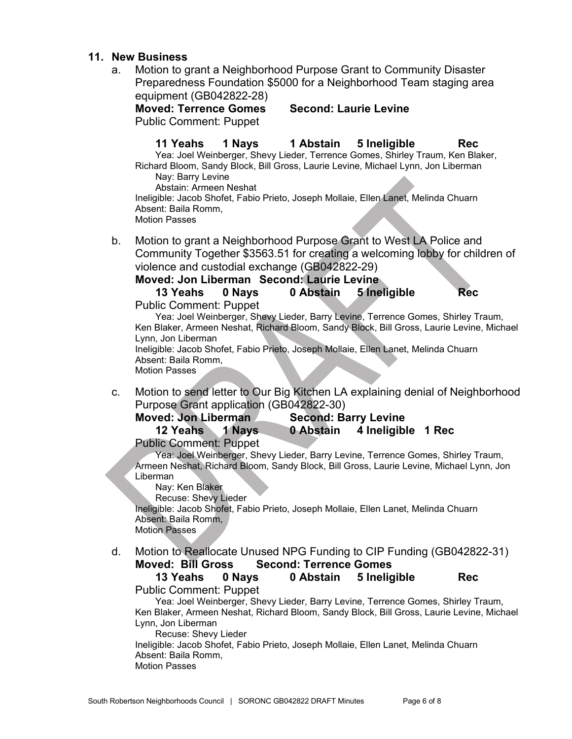## 11. New Business

a. Motion to grant a Neighborhood Purpose Grant to Community Disaster Preparedness Foundation $5000 for a Neighborhood Team staging area equipment (GB042822-28)
**Moved: Terrence Gomes Second: Laurie Levine**
Public Comment: Puppet

**11 Yeahs 1 Nays 1 Abstain 5 Ineligible Rec**
Yea: Joel Weinberger, Shevy Lieder, Terrence Gomes, Shirley Traum, Ken Blaker, Richard Bloom, Sandy Block, Bill Gross, Laurie Levine, Michael Lynn, Jon Liberman
Nay: Barry Levine
Abstain: Armeen Neshat
Ineligible: Jacob Shofet, Fabio Prieto, Joseph Mollaie, Ellen Lanet, Melinda Chuarn
Absent: Baila Romm,
Motion Passes

b. Motion to grant a Neighborhood Purpose Grant to West LA Police and Community Together $3563.51 for creating a welcoming lobby for children of violence and custodial exchange (GB042822-29)
**Moved: Jon Liberman Second: Laurie Levine**
**13 Yeahs 0 Nays 0 Abstain 5 Ineligible Rec**
Public Comment: Puppet
Yea: Joel Weinberger, Shevy Lieder, Barry Levine, Terrence Gomes, Shirley Traum, Ken Blaker, Armeen Neshat, Richard Bloom, Sandy Block, Bill Gross, Laurie Levine, Michael Lynn, Jon Liberman
Ineligible: Jacob Shofet, Fabio Prieto, Joseph Mollaie, Ellen Lanet, Melinda Chuarn
Absent: Baila Romm,
Motion Passes

c. Motion to send letter to Our Big Kitchen LA explaining denial of Neighborhood Purpose Grant application (GB042822-30)
**Moved: Jon Liberman Second: Barry Levine**
**12 Yeahs 1 Nays 0 Abstain 4 Ineligible 1 Rec**
Public Comment: Puppet
Yea: Joel Weinberger, Shevy Lieder, Barry Levine, Terrence Gomes, Shirley Traum, Armeen Neshat, Richard Bloom, Sandy Block, Bill Gross, Laurie Levine, Michael Lynn, Jon Liberman
Nay: Ken Blaker
Recuse: Shevy Lieder
Ineligible: Jacob Shofet, Fabio Prieto, Joseph Mollaie, Ellen Lanet, Melinda Chuarn
Absent: Baila Romm,
Motion Passes

d. Motion to Reallocate Unused NPG Funding to CIP Funding (GB042822-31)
**Moved: Bill Gross Second: Terrence Gomes**
**13 Yeahs 0 Nays 0 Abstain 5 Ineligible Rec**
Public Comment: Puppet
Yea: Joel Weinberger, Shevy Lieder, Barry Levine, Terrence Gomes, Shirley Traum, Ken Blaker, Armeen Neshat, Richard Bloom, Sandy Block, Bill Gross, Laurie Levine, Michael Lynn, Jon Liberman
Recuse: Shevy Lieder
Ineligible: Jacob Shofet, Fabio Prieto, Joseph Mollaie, Ellen Lanet, Melinda Chuarn
Absent: Baila Romm,
Motion Passes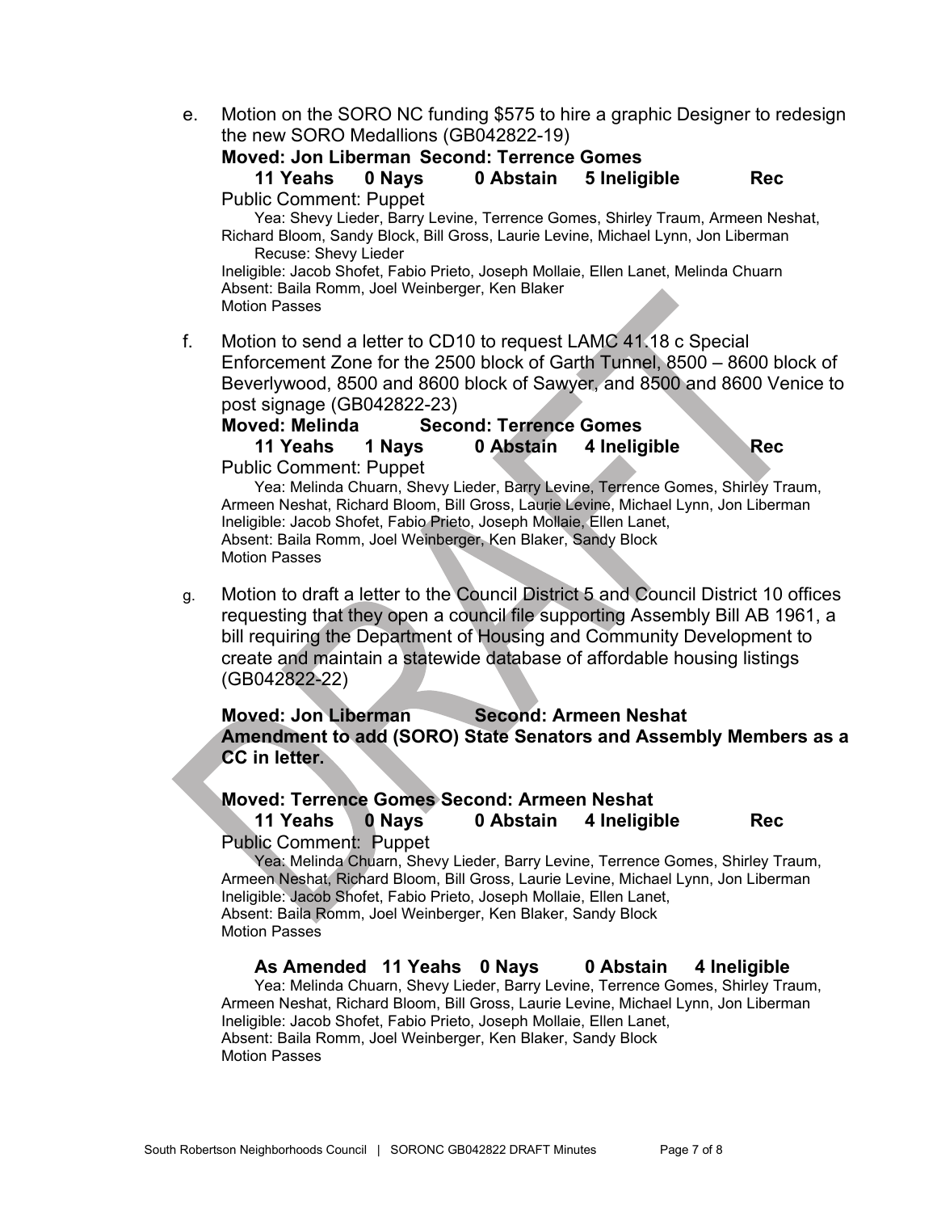e. Motion on the SORO NC funding $575 to hire a graphic Designer to redesign the new SORO Medallions (GB042822-19)

**Moved: Jon Liberman Second: Terrence Gomes**

**11 Yeahs 0 Nays 0 Abstain 5 Ineligible Rec**

Public Comment: Puppet

Yea: Shevy Lieder, Barry Levine, Terrence Gomes, Shirley Traum, Armeen Neshat, Richard Bloom, Sandy Block, Bill Gross, Laurie Levine, Michael Lynn, Jon Liberman

Recuse: Shevy Lieder

Ineligible: Jacob Shofet, Fabio Prieto, Joseph Mollaie, Ellen Lanet, Melinda Chuarn

Absent: Baila Romm, Joel Weinberger, Ken Blaker

Motion Passes

f. Motion to send a letter to CD10 to request LAMC 41.18 c Special Enforcement Zone for the 2500 block of Garth Tunnel, 8500 – 8600 block of Beverlywood, 8500 and 8600 block of Sawyer, and 8500 and 8600 Venice to post signage (GB042822-23)

**Moved: Melinda Second: Terrence Gomes**

**11 Yeahs 1 Nays 0 Abstain 4 Ineligible Rec**

Public Comment: Puppet

Yea: Melinda Chuarn, Shevy Lieder, Barry Levine, Terrence Gomes, Shirley Traum, Armeen Neshat, Richard Bloom, Bill Gross, Laurie Levine, Michael Lynn, Jon Liberman

Ineligible: Jacob Shofet, Fabio Prieto, Joseph Mollaie, Ellen Lanet,

Absent: Baila Romm, Joel Weinberger, Ken Blaker, Sandy Block

Motion Passes

g. Motion to draft a letter to the Council District 5 and Council District 10 offices requesting that they open a council file supporting Assembly Bill AB 1961, a bill requiring the Department of Housing and Community Development to create and maintain a statewide database of affordable housing listings (GB042822-22)

**Moved: Jon Liberman Second: Armeen Neshat**

**Amendment to add (SORO) State Senators and Assembly Members as a CC in letter.**

**Moved: Terrence Gomes Second: Armeen Neshat**

**11 Yeahs 0 Nays 0 Abstain 4 Ineligible Rec**

Public Comment: Puppet

Yea: Melinda Chuarn, Shevy Lieder, Barry Levine, Terrence Gomes, Shirley Traum, Armeen Neshat, Richard Bloom, Bill Gross, Laurie Levine, Michael Lynn, Jon Liberman

Ineligible: Jacob Shofet, Fabio Prieto, Joseph Mollaie, Ellen Lanet,

Absent: Baila Romm, Joel Weinberger, Ken Blaker, Sandy Block

Motion Passes

**As Amended 11 Yeahs 0 Nays 0 Abstain 4 Ineligible**

Yea: Melinda Chuarn, Shevy Lieder, Barry Levine, Terrence Gomes, Shirley Traum, Armeen Neshat, Richard Bloom, Bill Gross, Laurie Levine, Michael Lynn, Jon Liberman

Ineligible: Jacob Shofet, Fabio Prieto, Joseph Mollaie, Ellen Lanet,

Absent: Baila Romm, Joel Weinberger, Ken Blaker, Sandy Block

Motion Passes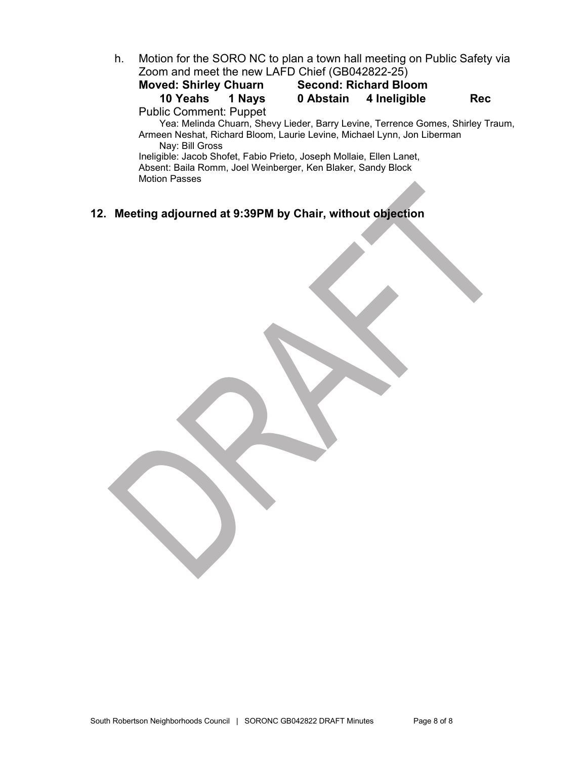h. Motion for the SORO NC to plan a town hall meeting on Public Safety via Zoom and meet the new LAFD Chief (GB042822-25)

**Moved: Shirley Chuarn Second: Richard Bloom**

**10 Yeahs 1 Nays 0 Abstain 4 Ineligible Rec**

Public Comment: Puppet

Yea: Melinda Chuarn, Shevy Lieder, Barry Levine, Terrence Gomes, Shirley Traum, Armeen Neshat, Richard Bloom, Laurie Levine, Michael Lynn, Jon Liberman

Nay: Bill Gross

Ineligible: Jacob Shofet, Fabio Prieto, Joseph Mollaie, Ellen Lanet,

Absent: Baila Romm, Joel Weinberger, Ken Blaker, Sandy Block

Motion Passes

## 12. Meeting adjourned at 9:39PM by Chair, without objection